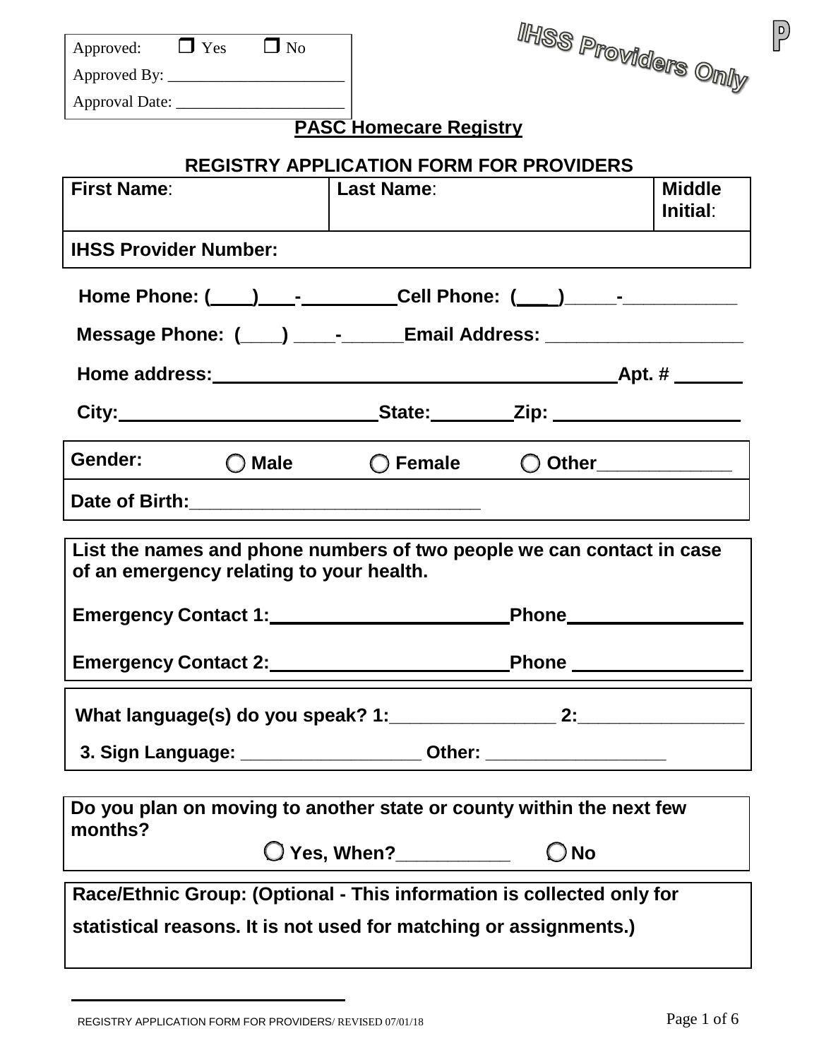| Approved: ❒ Yes ❒ No |
|---|
| Approved By: ______________________ |
| Approval Date: _____________________ |

IHSS Providers Only

P

## PASC Homecare Registry

## REGISTRY APPLICATION FORM FOR PROVIDERS

| **First Name**: | **Last Name**: | **Middle Initial**: |
|---|---|---|
| **IHSS Provider Number:** | | |

**Home Phone: (____)____-__________ Cell Phone: (____)_____-___________**

**Message Phone: (____) ____-______ Email Address: ____________________**

**Home address:__________________________________________ Apt. # _______**

**City:__________________________ State:_________ Zip: __________________**

| **Gender:** ◯ **Male** ◯ **Female** ◯ **Other**_____________ |
|---|
| **Date of Birth:**_____________________________ |

**List the names and phone numbers of two people we can contact in case of an emergency relating to your health.**

**Emergency Contact 1:________________________ Phone_________________**

**Emergency Contact 2:________________________ Phone _________________**

**What language(s) do you speak? 1:_________________ 2:_________________**

**3. Sign Language: __________________ Other: __________________**

**Do you plan on moving to another state or county within the next few months?**

◯ **Yes, When?**___________ ◯ **No**

**Race/Ethnic Group: (Optional - This information is collected only for statistical reasons. It is not used for matching or assignments.)**

REGISTRY APPLICATION FORM FOR PROVIDERS/ REVISED 07/01/18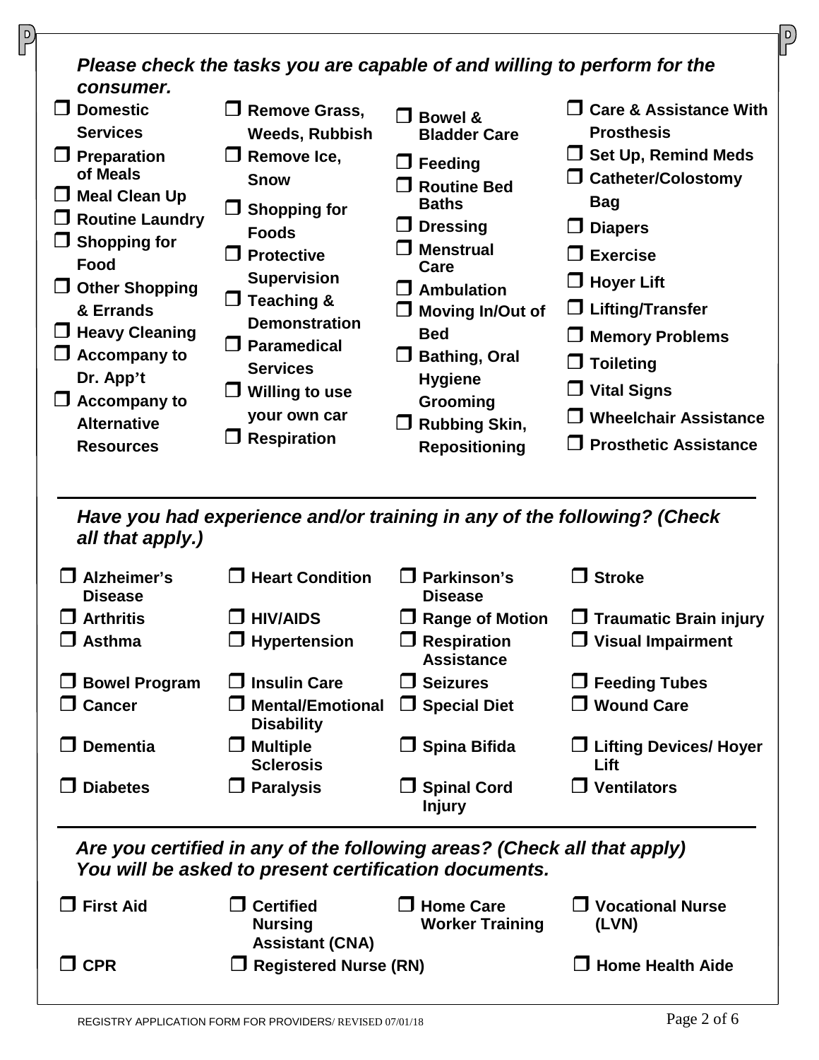***Please check the tasks you are capable of and willing to perform for the consumer.***

- ☐ **Domestic Services**
- ☐ **Preparation of Meals**
- ☐ **Meal Clean Up**
- ☐ **Routine Laundry**
- ☐ **Shopping for Food**
- ☐ **Other Shopping & Errands**
- ☐ **Heavy Cleaning**
- ☐ **Accompany to Dr. App't**
- ☐ **Accompany to Alternative Resources**
- ☐ **Remove Grass, Weeds, Rubbish**
- ☐ **Remove Ice, Snow**
- ☐ **Shopping for Foods**
- ☐ **Protective Supervision**
- ☐ **Teaching & Demonstration**
- ☐ **Paramedical Services**
- ☐ **Willing to use your own car**
- ☐ **Respiration**
- ☐ **Bowel & Bladder Care**
- ☐ **Feeding**
- ☐ **Routine Bed Baths**
- ☐ **Dressing**
- ☐ **Menstrual Care**
- ☐ **Ambulation**
- ☐ **Moving In/Out of Bed**
- ☐ **Bathing, Oral Hygiene Grooming**
- ☐ **Rubbing Skin, Repositioning**
- ☐ **Care & Assistance With Prosthesis**
- ☐ **Set Up, Remind Meds**
- ☐ **Catheter/Colostomy Bag**
- ☐ **Diapers**
- ☐ **Exercise**
- ☐ **Hoyer Lift**
- ☐ **Lifting/Transfer**
- ☐ **Memory Problems**
- ☐ **Toileting**
- ☐ **Vital Signs**
- ☐ **Wheelchair Assistance**
- ☐ **Prosthetic Assistance**

---

***Have you had experience and/or training in any of the following? (Check all that apply.)***

| | | | |
|---|---|---|---|
| ☐ **Alzheimer's Disease** | ☐ **Heart Condition** | ☐ **Parkinson's Disease** | ☐ **Stroke** |
| ☐ **Arthritis** | ☐ **HIV/AIDS** | ☐ **Range of Motion** | ☐ **Traumatic Brain injury** |
| ☐ **Asthma** | ☐ **Hypertension** | ☐ **Respiration Assistance** | ☐ **Visual Impairment** |
| ☐ **Bowel Program** | ☐ **Insulin Care** | ☐ **Seizures** | ☐ **Feeding Tubes** |
| ☐ **Cancer** | ☐ **Mental/Emotional Disability** | ☐ **Special Diet** | ☐ **Wound Care** |
| ☐ **Dementia** | ☐ **Multiple Sclerosis** | ☐ **Spina Bifida** | ☐ **Lifting Devices/ Hoyer Lift** |
| ☐ **Diabetes** | ☐ **Paralysis** | ☐ **Spinal Cord Injury** | ☐ **Ventilators** |

---

***Are you certified in any of the following areas? (Check all that apply)***
***You will be asked to present certification documents.***

| | | | |
|---|---|---|---|
| ☐ **First Aid** | ☐ **Certified Nursing Assistant (CNA)** | ☐ **Home Care Worker Training** | ☐ **Vocational Nurse (LVN)** |
| ☐ **CPR** | ☐ **Registered Nurse (RN)** | | ☐ **Home Health Aide** |

REGISTRY APPLICATION FORM FOR PROVIDERS/ REVISED 07/01/18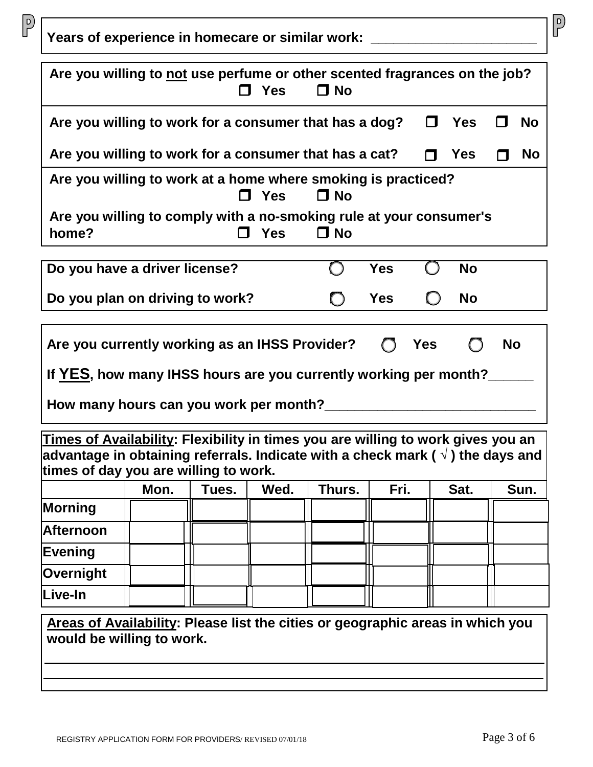**Years of experience in homecare or similar work:** ______________________

**Are you willing to not use perfume or other scented fragrances on the job?**
☐ Yes ☐ No

**Are you willing to work for a consumer that has a dog?** ☐ Yes ☐ No

**Are you willing to work for a consumer that has a cat?** ☐ Yes ☐ No

**Are you willing to work at a home where smoking is practiced?**
☐ Yes ☐ No

**Are you willing to comply with a no-smoking rule at your consumer's home?** ☐ Yes ☐ No

**Do you have a driver license?** ◯ Yes ◯ No

**Do you plan on driving to work?** ◯ Yes ◯ No

**Are you currently working as an IHSS Provider?** ◯ Yes ◯ No

**If YES, how many IHSS hours are you currently working per month?**______

**How many hours can you work per month?**____________________________

**Times of Availability: Flexibility in times you are willing to work gives you an advantage in obtaining referrals. Indicate with a check mark ( √ ) the days and times of day you are willing to work.**

| | Mon. | Tues. | Wed. | Thurs. | Fri. | Sat. | Sun. |
|---|---|---|---|---|---|---|---|
| **Morning** | | | | | | | |
| **Afternoon** | | | | | | | |
| **Evening** | | | | | | | |
| **Overnight** | | | | | | | |
| **Live-In** | | | | | | | |

**Areas of Availability: Please list the cities or geographic areas in which you would be willing to work.**

______________________________________________________________

______________________________________________________________

REGISTRY APPLICATION FORM FOR PROVIDERS/ REVISED 07/01/18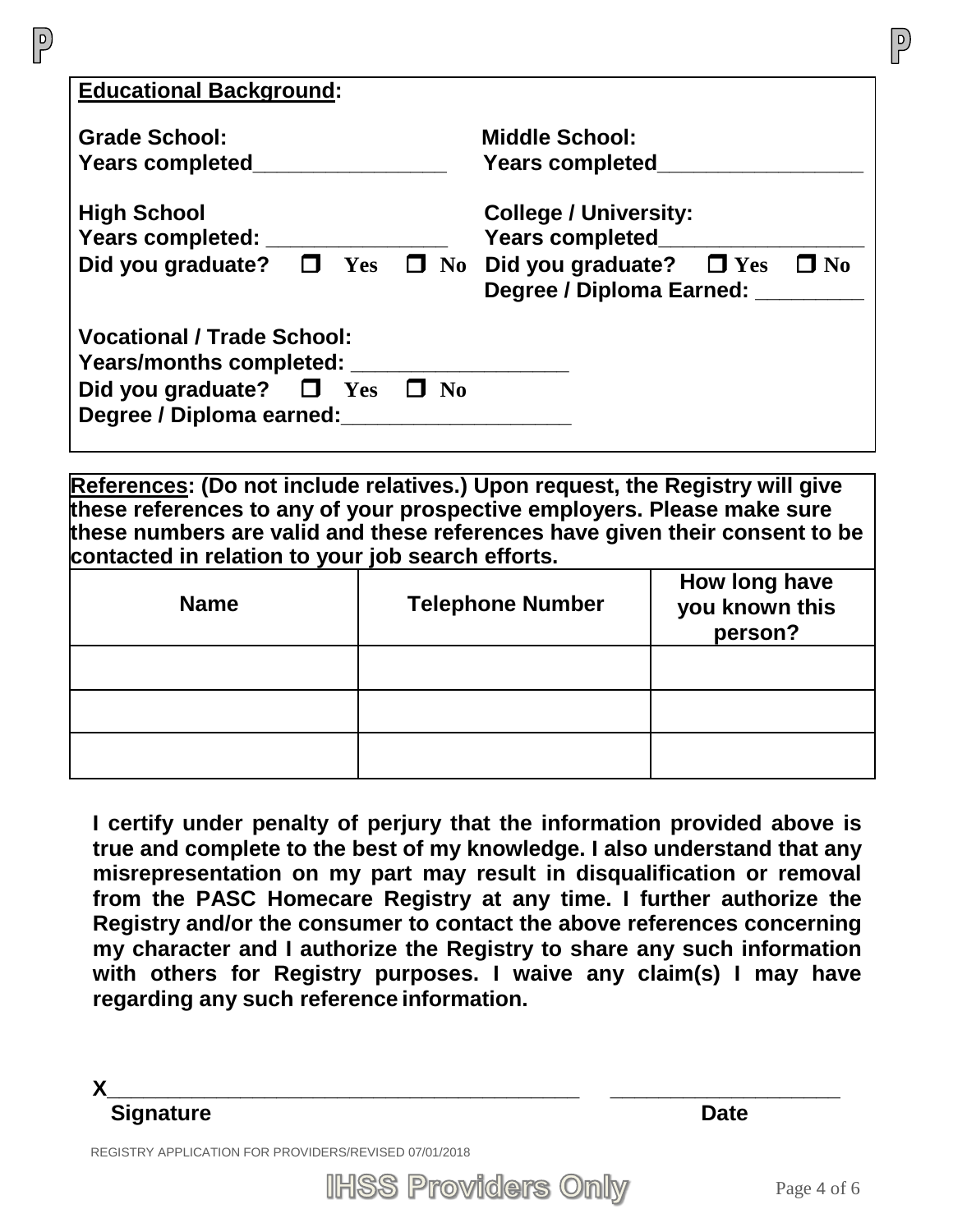**Educational Background:**

**Grade School:**
**Years completed**________________

**Middle School:**
**Years completed**_________________

**High School**
**Years completed:** ________________
**Did you graduate?** ☐ Yes ☐ No

**College / University:**
**Years completed**_________________
**Did you graduate?** ☐ Yes ☐ No
**Degree / Diploma Earned:** _________

**Vocational / Trade School:**
**Years/months completed:** __________________
**Did you graduate?** ☐ Yes ☐ No
**Degree / Diploma earned:**___________________

**References: (Do not include relatives.) Upon request, the Registry will give these references to any of your prospective employers. Please make sure these numbers are valid and these references have given their consent to be contacted in relation to your job search efforts.**

| Name | Telephone Number | How long have you known this person? |
|---|---|---|
| | | |
| | | |
| | | |

**I certify under penalty of perjury that the information provided above is true and complete to the best of my knowledge. I also understand that any misrepresentation on my part may result in disqualification or removal from the PASC Homecare Registry at any time. I further authorize the Registry and/or the consumer to contact the above references concerning my character and I authorize the Registry to share any such information with others for Registry purposes. I waive any claim(s) I may have regarding any such reference information.**

**X**__________________________________________ ____________________
**Signature** **Date**

REGISTRY APPLICATION FOR PROVIDERS/REVISED 07/01/2018

IHSS Providers Only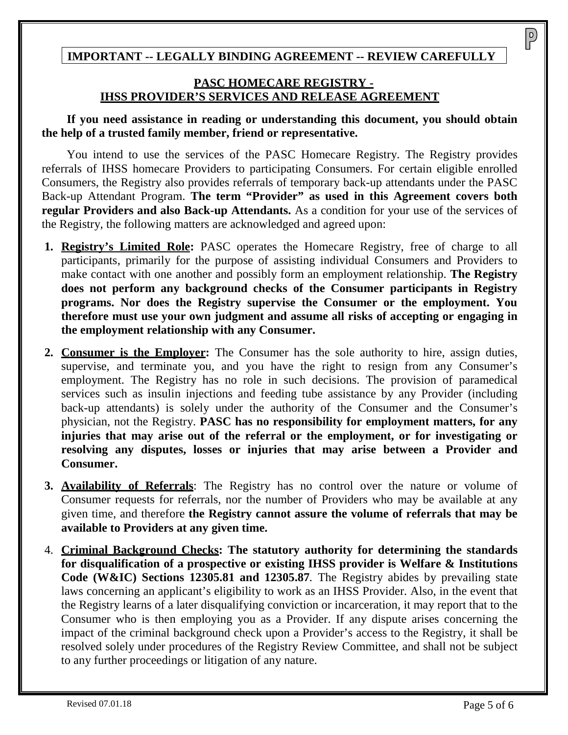**IMPORTANT -- LEGALLY BINDING AGREEMENT -- REVIEW CAREFULLY**

## PASC HOMECARE REGISTRY - IHSS PROVIDER'S SERVICES AND RELEASE AGREEMENT

**If you need assistance in reading or understanding this document, you should obtain the help of a trusted family member, friend or representative.**

You intend to use the services of the PASC Homecare Registry. The Registry provides referrals of IHSS homecare Providers to participating Consumers. For certain eligible enrolled Consumers, the Registry also provides referrals of temporary back-up attendants under the PASC Back-up Attendant Program. **The term "Provider" as used in this Agreement covers both regular Providers and also Back-up Attendants.** As a condition for your use of the services of the Registry, the following matters are acknowledged and agreed upon:

1. **Registry's Limited Role:** PASC operates the Homecare Registry, free of charge to all participants, primarily for the purpose of assisting individual Consumers and Providers to make contact with one another and possibly form an employment relationship. **The Registry does not perform any background checks of the Consumer participants in Registry programs. Nor does the Registry supervise the Consumer or the employment. You therefore must use your own judgment and assume all risks of accepting or engaging in the employment relationship with any Consumer.**

2. **Consumer is the Employer:** The Consumer has the sole authority to hire, assign duties, supervise, and terminate you, and you have the right to resign from any Consumer's employment. The Registry has no role in such decisions. The provision of paramedical services such as insulin injections and feeding tube assistance by any Provider (including back-up attendants) is solely under the authority of the Consumer and the Consumer's physician, not the Registry. **PASC has no responsibility for employment matters, for any injuries that may arise out of the referral or the employment, or for investigating or resolving any disputes, losses or injuries that may arise between a Provider and Consumer.**

3. **Availability of Referrals**: The Registry has no control over the nature or volume of Consumer requests for referrals, nor the number of Providers who may be available at any given time, and therefore **the Registry cannot assure the volume of referrals that may be available to Providers at any given time.**

4. **Criminal Background Checks: The statutory authority for determining the standards for disqualification of a prospective or existing IHSS provider is Welfare & Institutions Code (W&IC) Sections 12305.81 and 12305.87**. The Registry abides by prevailing state laws concerning an applicant's eligibility to work as an IHSS Provider. Also, in the event that the Registry learns of a later disqualifying conviction or incarceration, it may report that to the Consumer who is then employing you as a Provider. If any dispute arises concerning the impact of the criminal background check upon a Provider's access to the Registry, it shall be resolved solely under procedures of the Registry Review Committee, and shall not be subject to any further proceedings or litigation of any nature.

Revised 07.01.18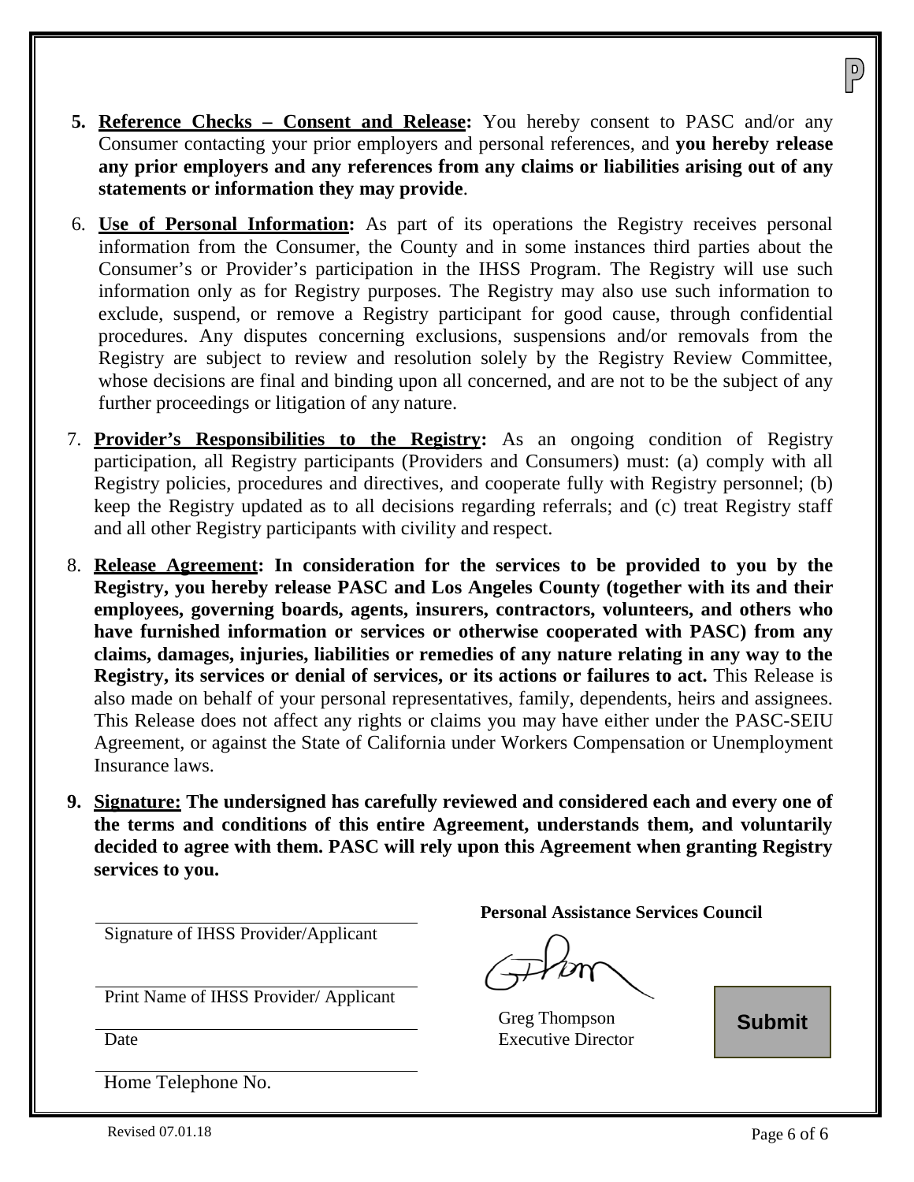5. **Reference Checks – Consent and Release:** You hereby consent to PASC and/or any Consumer contacting your prior employers and personal references, and **you hereby release any prior employers and any references from any claims or liabilities arising out of any statements or information they may provide**.

6. **Use of Personal Information:** As part of its operations the Registry receives personal information from the Consumer, the County and in some instances third parties about the Consumer's or Provider's participation in the IHSS Program. The Registry will use such information only as for Registry purposes. The Registry may also use such information to exclude, suspend, or remove a Registry participant for good cause, through confidential procedures. Any disputes concerning exclusions, suspensions and/or removals from the Registry are subject to review and resolution solely by the Registry Review Committee, whose decisions are final and binding upon all concerned, and are not to be the subject of any further proceedings or litigation of any nature.

7. **Provider's Responsibilities to the Registry:** As an ongoing condition of Registry participation, all Registry participants (Providers and Consumers) must: (a) comply with all Registry policies, procedures and directives, and cooperate fully with Registry personnel; (b) keep the Registry updated as to all decisions regarding referrals; and (c) treat Registry staff and all other Registry participants with civility and respect.

8. **Release Agreement: In consideration for the services to be provided to you by the Registry, you hereby release PASC and Los Angeles County (together with its and their employees, governing boards, agents, insurers, contractors, volunteers, and others who have furnished information or services or otherwise cooperated with PASC) from any claims, damages, injuries, liabilities or remedies of any nature relating in any way to the Registry, its services or denial of services, or its actions or failures to act.** This Release is also made on behalf of your personal representatives, family, dependents, heirs and assignees. This Release does not affect any rights or claims you may have either under the PASC-SEIU Agreement, or against the State of California under Workers Compensation or Unemployment Insurance laws.

9. **Signature: The undersigned has carefully reviewed and considered each and every one of the terms and conditions of this entire Agreement, understands them, and voluntarily decided to agree with them. PASC will rely upon this Agreement when granting Registry services to you.**

______________________________
Signature of IHSS Provider/Applicant

______________________________
Print Name of IHSS Provider/ Applicant

______________________________
Date

______________________________
Home Telephone No.

**Personal Assistance Services Council**

Greg Thompson
Executive Director

Submit

Revised 07.01.18